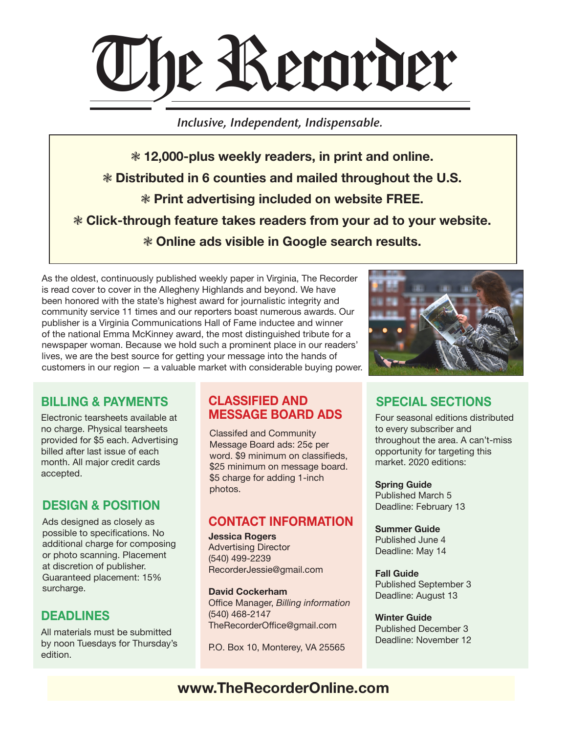# The Recorder

*Inclusive, Independent, Indispensable.*

❋ **12,000-plus weekly readers, in print and online.**

❋ **Distributed in 6 counties and mailed throughout the U.S.**

❋ **Print advertising included on website FREE.**

❋ **Click-through feature takes readers from your ad to your website.**

❋ **Online ads visible in Google search results.**

As the oldest, continuously published weekly paper in Virginia, The Recorder is read cover to cover in the Allegheny Highlands and beyond. We have been honored with the state's highest award for journalistic integrity and community service 11 times and our reporters boast numerous awards. Our publisher is a Virginia Communications Hall of Fame inductee and winner of the national Emma McKinney award, the most distinguished tribute for a newspaper woman. Because we hold such a prominent place in our readers' lives, we are the best source for getting your message into the hands of customers in our region — a valuable market with considerable buying power.

## BILLING & PAYMENTS

Electronic tearsheets available at no charge. Physical tearsheets provided for $5 each. Advertising billed after last issue of each month. All major credit cards accepted.

## DESIGN & POSITION

Ads designed as closely as possible to specifications. No additional charge for composing or photo scanning. Placement at discretion of publisher. Guaranteed placement: 15% surcharge.

## DEADLINES

All materials must be submitted by noon Tuesdays for Thursday's edition.

## CLASSIFIED AND MESSAGE BOARD ADS

Classifed and Community Message Board ads: 25¢ per word. $9 minimum on classifieds, $25 minimum on message board. $5 charge for adding 1-inch photos.

## CONTACT INFORMATION

**Jessica Rogers**
Advertising Director
(540) 499-2239
RecorderJessie@gmail.com

**David Cockerham**
Office Manager, *Billing information*
(540) 468-2147
TheRecorderOffice@gmail.com

P.O. Box 10, Monterey, VA 25565

## SPECIAL SECTIONS

Four seasonal editions distributed to every subscriber and throughout the area. A can't-miss opportunity for targeting this market. 2020 editions:

**Spring Guide**
Published March 5
Deadline: February 13

**Summer Guide**
Published June 4
Deadline: May 14

**Fall Guide**
Published September 3
Deadline: August 13

**Winter Guide**
Published December 3
Deadline: November 12

**www.TheRecorderOnline.com**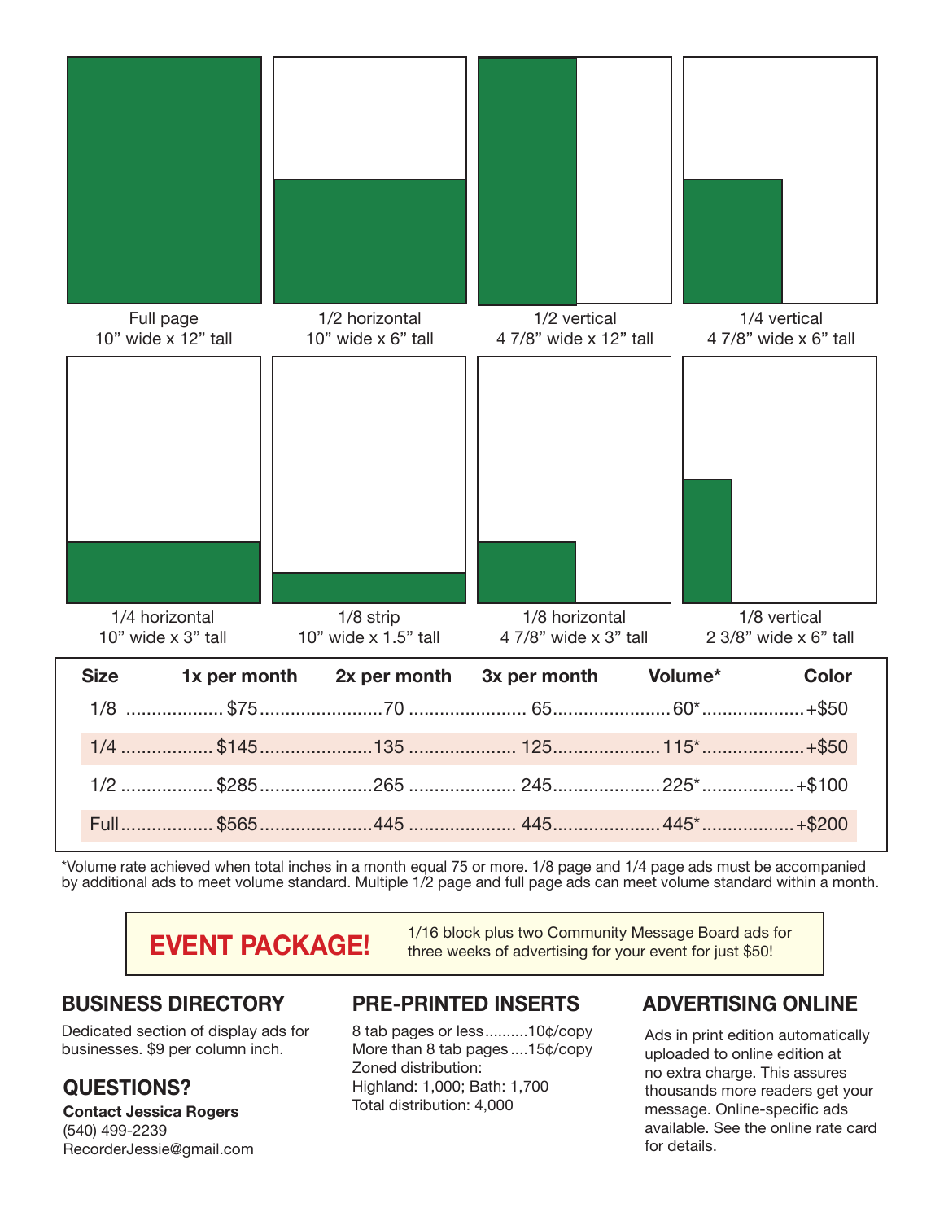Full page
10” wide x 12” tall

1/2 horizontal
10” wide x 6” tall

1/2 vertical
4 7/8” wide x 12” tall

1/4 vertical
4 7/8” wide x 6” tall

1/4 horizontal
10” wide x 3” tall

1/8 strip
10” wide x 1.5” tall

1/8 horizontal
4 7/8” wide x 3” tall

1/8 vertical
2 3/8” wide x 6” tall

| Size | 1x per month | 2x per month | 3x per month | Volume* | Color |
|---|---|---|---|---|---|
| 1/8 | $75 | 70 | 65 | 60* | +$50 |
| 1/4 | $145 | 135 | 125 | 115* | +$50 |
| 1/2 | $285 | 265 | 245 | 225* | +$100 |
| Full | $565 | 445 | 445 | 445* | +$200 |

*Volume rate achieved when total inches in a month equal 75 or more. 1/8 page and 1/4 page ads must be accompanied by additional ads to meet volume standard. Multiple 1/2 page and full page ads can meet volume standard within a month.

**EVENT PACKAGE!** 1/16 block plus two Community Message Board ads for three weeks of advertising for your event for just $50!

## BUSINESS DIRECTORY

Dedicated section of display ads for businesses. $9 per column inch.

## QUESTIONS?

**Contact Jessica Rogers**
(540) 499-2239
RecorderJessie@gmail.com

## PRE-PRINTED INSERTS

8 tab pages or less..........10¢/copy
More than 8 tab pages....15¢/copy
Zoned distribution:
Highland: 1,000; Bath: 1,700
Total distribution: 4,000

## ADVERTISING ONLINE

Ads in print edition automatically uploaded to online edition at no extra charge. This assures thousands more readers get your message. Online-specific ads available. See the online rate card for details.